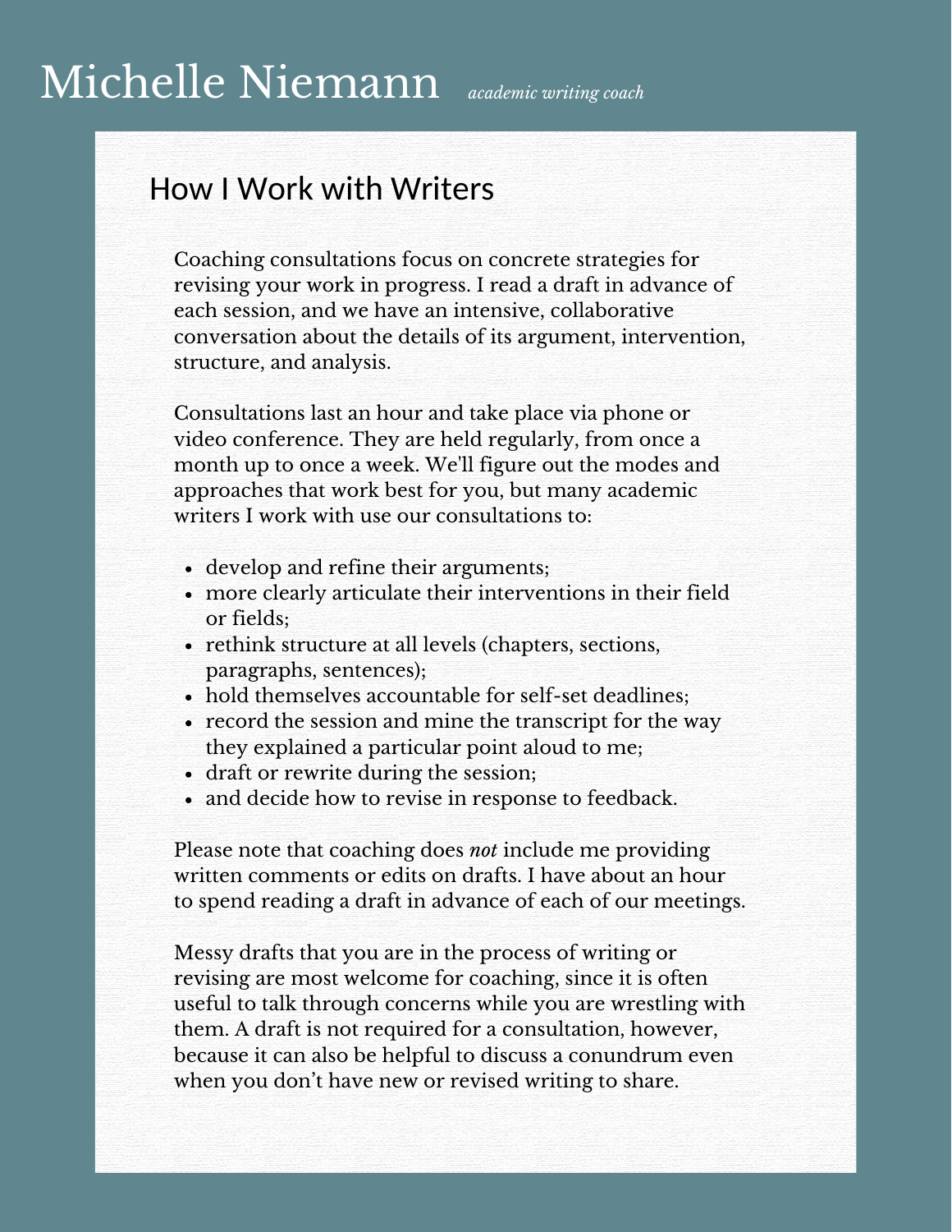# Michelle Niemann *academic writing coach*

## How I Work with Writers

Coaching consultations focus on concrete strategies for revising your work in progress. I read a draft in advance of each session, and we have an intensive, collaborative conversation about the details of its argument, intervention, structure, and analysis.

Consultations last an hour and take place via phone or video conference. They are held regularly, from once a month up to once a week. We'll figure out the modes and approaches that work best for you, but many academic writers I work with use our consultations to:

- develop and refine their arguments;
- more clearly articulate their interventions in their field or fields;
- rethink structure at all levels (chapters, sections, paragraphs, sentences);
- hold themselves accountable for self-set deadlines;
- record the session and mine the transcript for the way they explained a particular point aloud to me;
- draft or rewrite during the session;
- and decide how to revise in response to feedback.

Please note that coaching does *not* include me providing written comments or edits on drafts. I have about an hour to spend reading a draft in advance of each of our meetings.

Messy drafts that you are in the process of writing or revising are most welcome for coaching, since it is often useful to talk through concerns while you are wrestling with them. A draft is not required for a consultation, however, because it can also be helpful to discuss a conundrum even when you don't have new or revised writing to share.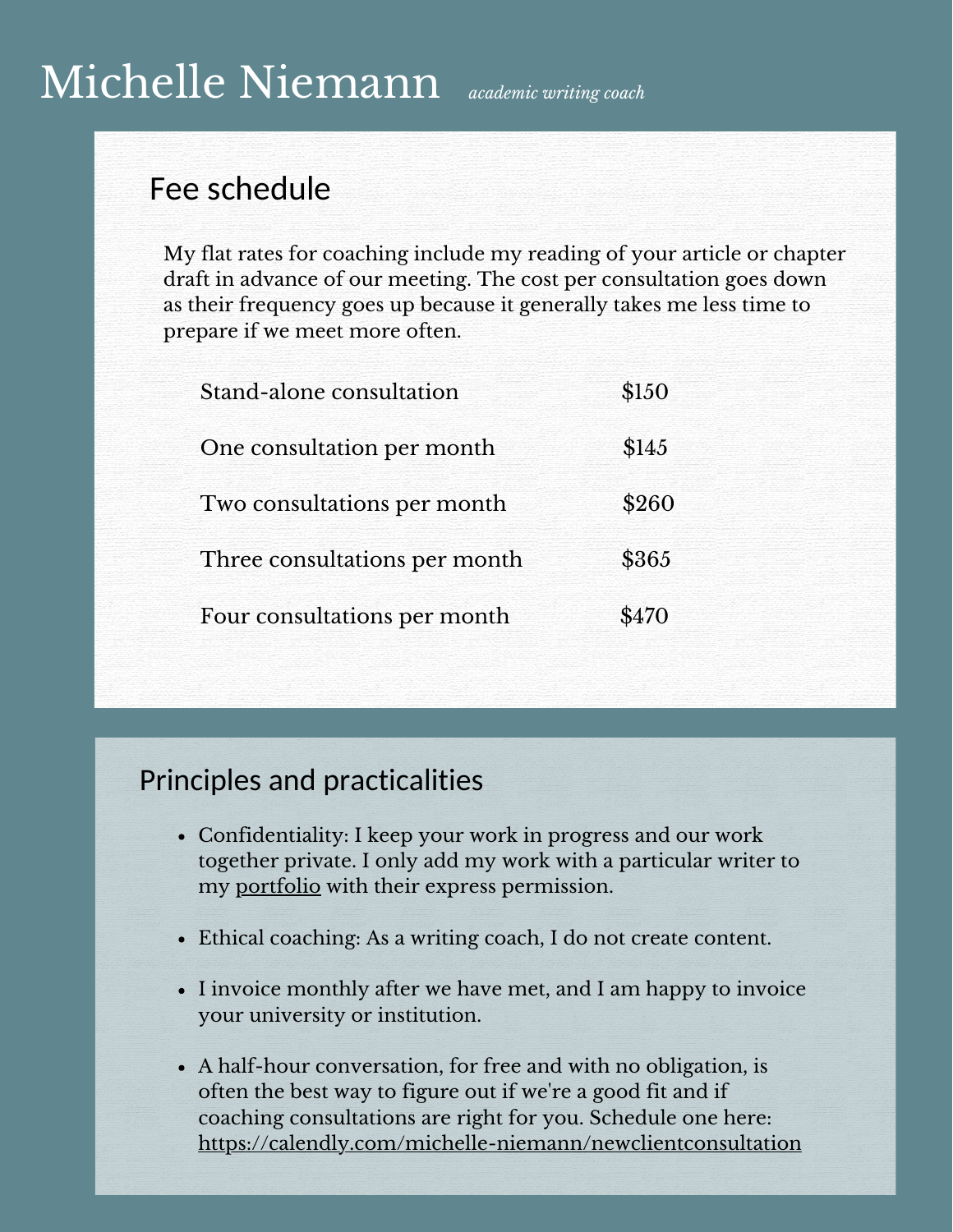# Michelle Niemann *academic writing coach*

## Fee schedule

My flat rates for coaching include my reading of your article or chapter draft in advance of our meeting. The cost per consultation goes down as their frequency goes up because it generally takes me less time to prepare if we meet more often.

| | |
|---|---|
| Stand-alone consultation | $150 |
| One consultation per month | $145 |
| Two consultations per month | $260 |
| Three consultations per month | $365 |
| Four consultations per month | $470 |

## Principles and practicalities

- Confidentiality: I keep your work in progress and our work together private. I only add my work with a particular writer to my portfolio with their express permission.
- Ethical coaching: As a writing coach, I do not create content.
- I invoice monthly after we have met, and I am happy to invoice your university or institution.
- A half-hour conversation, for free and with no obligation, is often the best way to figure out if we're a good fit and if coaching consultations are right for you. Schedule one here: https://calendly.com/michelle-niemann/newclientconsultation